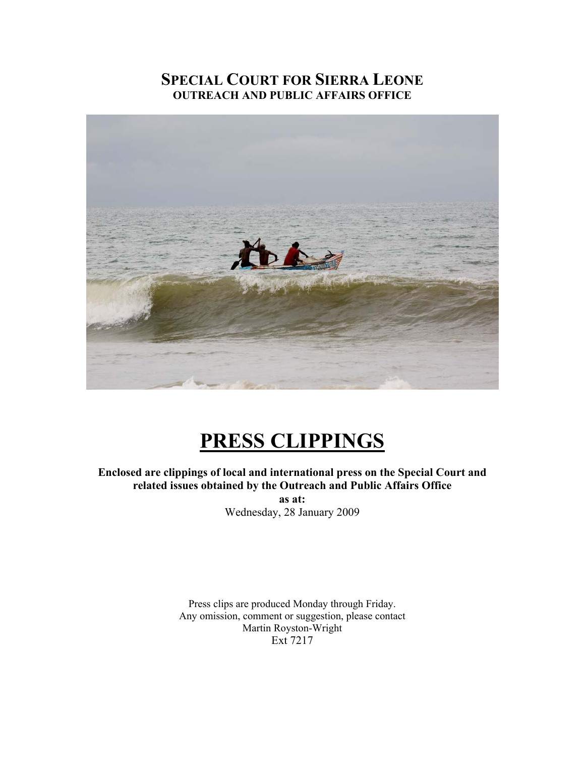# SPECIAL COURT FOR SIERRA LEONE

**OUTREACH AND PUBLIC AFFAIRS OFFICE**

# PRESS CLIPPINGS

**Enclosed are clippings of local and international press on the Special Court and related issues obtained by the Outreach and Public Affairs Office**

**as at:**

Wednesday, 28 January 2009

Press clips are produced Monday through Friday.
Any omission, comment or suggestion, please contact
Martin Royston-Wright
Ext 7217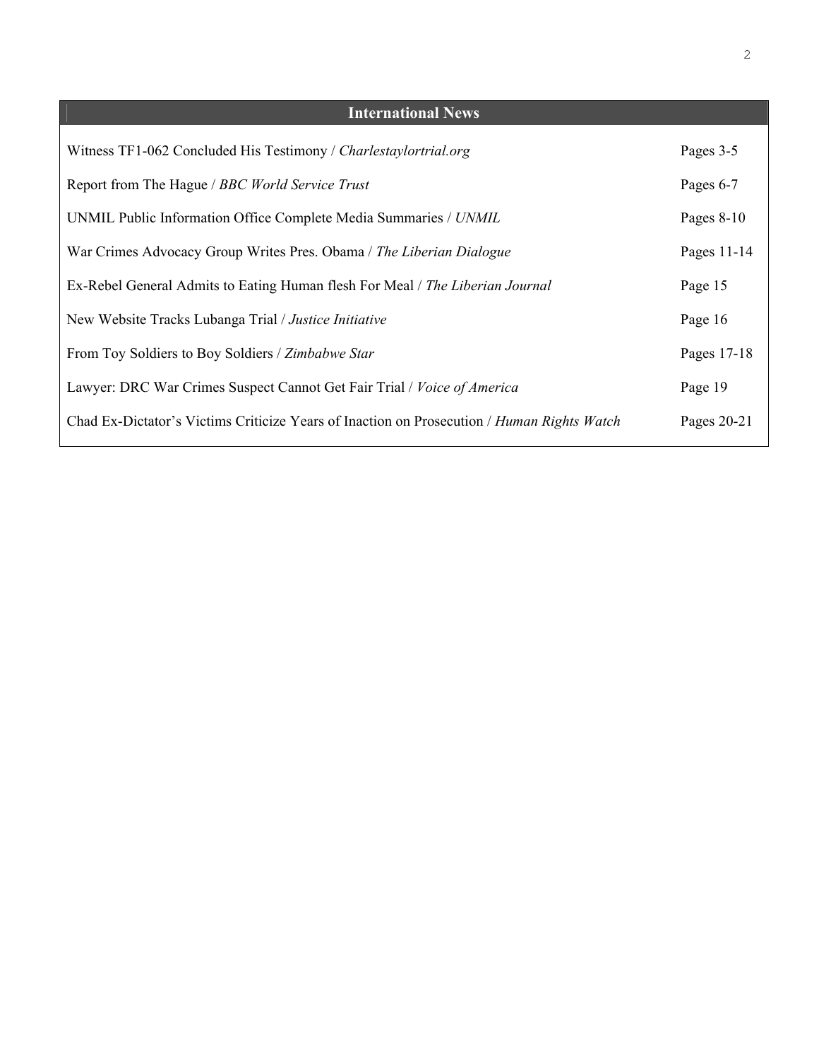## International News

| | |
|---|---|
| Witness TF1-062 Concluded His Testimony / *Charlestaylortrial.org* | Pages 3-5 |
| Report from The Hague / *BBC World Service Trust* | Pages 6-7 |
| UNMIL Public Information Office Complete Media Summaries / *UNMIL* | Pages 8-10 |
| War Crimes Advocacy Group Writes Pres. Obama / *The Liberian Dialogue* | Pages 11-14 |
| Ex-Rebel General Admits to Eating Human flesh For Meal / *The Liberian Journal* | Page 15 |
| New Website Tracks Lubanga Trial / *Justice Initiative* | Page 16 |
| From Toy Soldiers to Boy Soldiers / *Zimbabwe Star* | Pages 17-18 |
| Lawyer: DRC War Crimes Suspect Cannot Get Fair Trial / *Voice of America* | Page 19 |
| Chad Ex-Dictator's Victims Criticize Years of Inaction on Prosecution / *Human Rights Watch* | Pages 20-21 |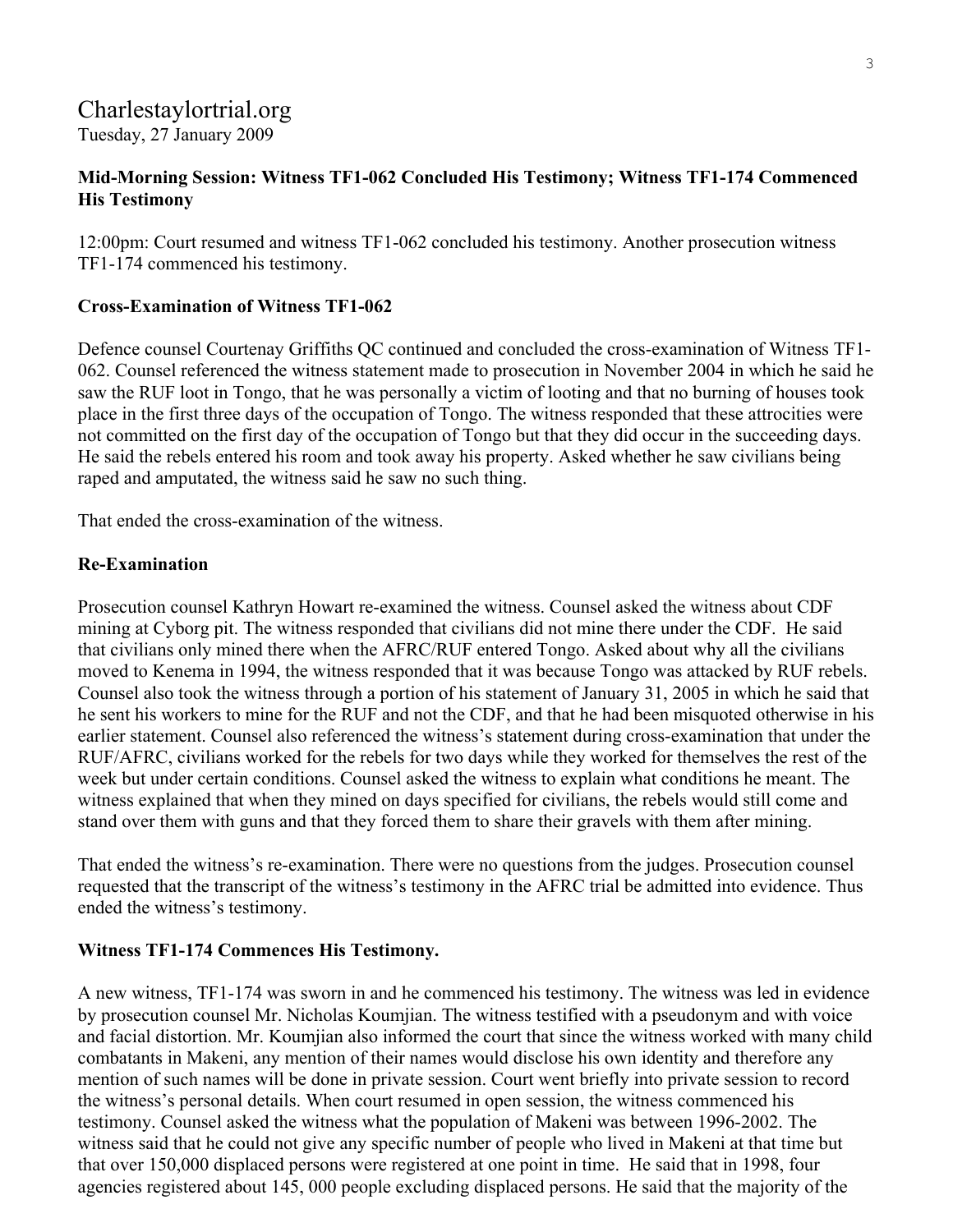# Charlestaylortrial.org

Tuesday, 27 January 2009

**Mid-Morning Session: Witness TF1-062 Concluded His Testimony; Witness TF1-174 Commenced His Testimony**

12:00pm: Court resumed and witness TF1-062 concluded his testimony. Another prosecution witness TF1-174 commenced his testimony.

**Cross-Examination of Witness TF1-062**

Defence counsel Courtenay Griffiths QC continued and concluded the cross-examination of Witness TF1-062. Counsel referenced the witness statement made to prosecution in November 2004 in which he said he saw the RUF loot in Tongo, that he was personally a victim of looting and that no burning of houses took place in the first three days of the occupation of Tongo. The witness responded that these atrocities were not committed on the first day of the occupation of Tongo but that they did occur in the succeeding days. He said the rebels entered his room and took away his property. Asked whether he saw civilians being raped and amputated, the witness said he saw no such thing.

That ended the cross-examination of the witness.

**Re-Examination**

Prosecution counsel Kathryn Howart re-examined the witness. Counsel asked the witness about CDF mining at Cyborg pit. The witness responded that civilians did not mine there under the CDF. He said that civilians only mined there when the AFRC/RUF entered Tongo. Asked about why all the civilians moved to Kenema in 1994, the witness responded that it was because Tongo was attacked by RUF rebels. Counsel also took the witness through a portion of his statement of January 31, 2005 in which he said that he sent his workers to mine for the RUF and not the CDF, and that he had been misquoted otherwise in his earlier statement. Counsel also referenced the witness's statement during cross-examination that under the RUF/AFRC, civilians worked for the rebels for two days while they worked for themselves the rest of the week but under certain conditions. Counsel asked the witness to explain what conditions he meant. The witness explained that when they mined on days specified for civilians, the rebels would still come and stand over them with guns and that they forced them to share their gravels with them after mining.

That ended the witness's re-examination. There were no questions from the judges. Prosecution counsel requested that the transcript of the witness's testimony in the AFRC trial be admitted into evidence. Thus ended the witness's testimony.

**Witness TF1-174 Commences His Testimony.**

A new witness, TF1-174 was sworn in and he commenced his testimony. The witness was led in evidence by prosecution counsel Mr. Nicholas Koumjian. The witness testified with a pseudonym and with voice and facial distortion. Mr. Koumjian also informed the court that since the witness worked with many child combatants in Makeni, any mention of their names would disclose his own identity and therefore any mention of such names will be done in private session. Court went briefly into private session to record the witness's personal details. When court resumed in open session, the witness commenced his testimony. Counsel asked the witness what the population of Makeni was between 1996-2002. The witness said that he could not give any specific number of people who lived in Makeni at that time but that over 150,000 displaced persons were registered at one point in time. He said that in 1998, four agencies registered about 145, 000 people excluding displaced persons. He said that the majority of the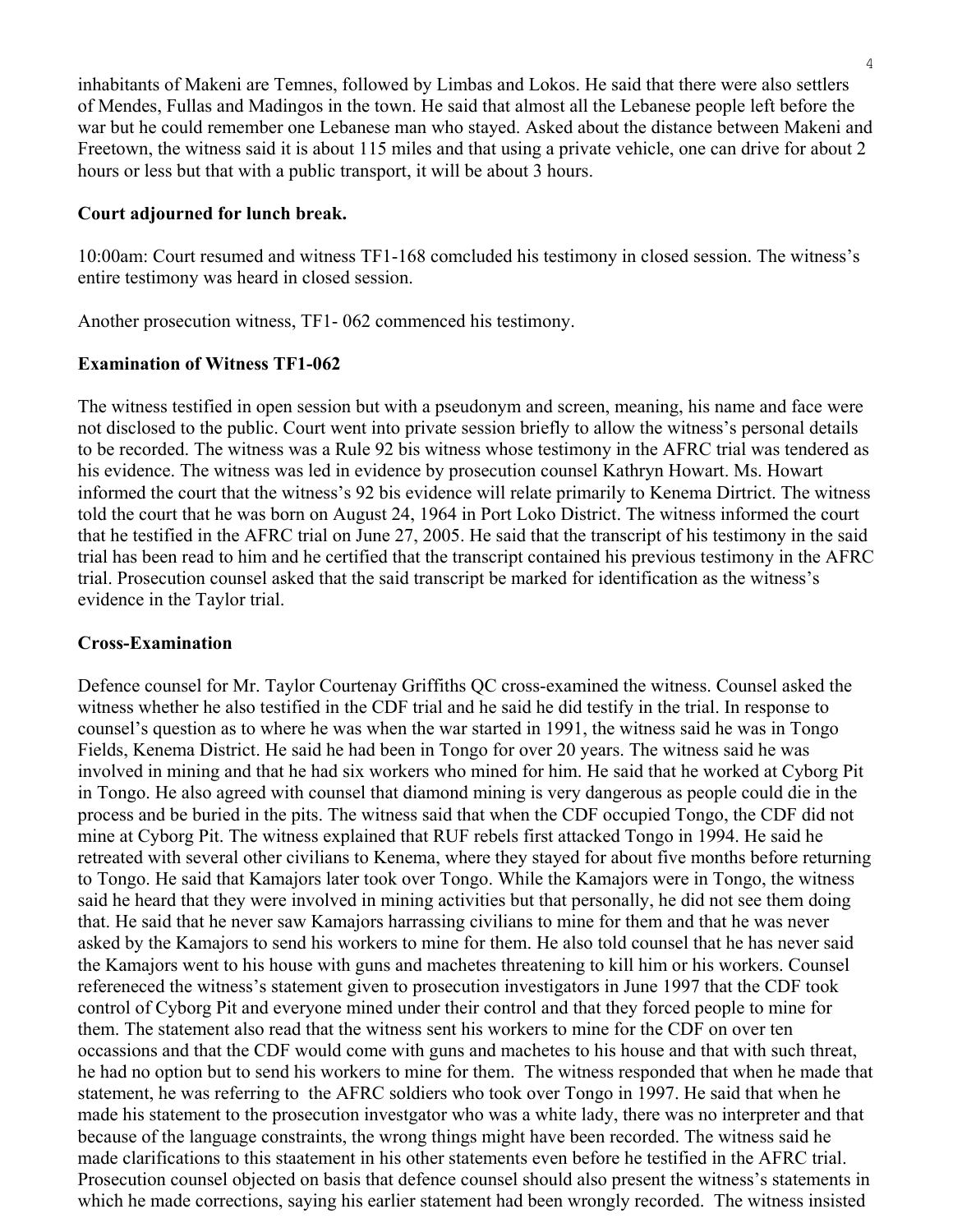inhabitants of Makeni are Temnes, followed by Limbas and Lokos. He said that there were also settlers of Mendes, Fullas and Madingos in the town. He said that almost all the Lebanese people left before the war but he could remember one Lebanese man who stayed. Asked about the distance between Makeni and Freetown, the witness said it is about 115 miles and that using a private vehicle, one can drive for about 2 hours or less but that with a public transport, it will be about 3 hours.

**Court adjourned for lunch break.**

10:00am: Court resumed and witness TF1-168 comcluded his testimony in closed session. The witness's entire testimony was heard in closed session.

Another prosecution witness, TF1- 062 commenced his testimony.

**Examination of Witness TF1-062**

The witness testified in open session but with a pseudonym and screen, meaning, his name and face were not disclosed to the public. Court went into private session briefly to allow the witness's personal details to be recorded. The witness was a Rule 92 bis witness whose testimony in the AFRC trial was tendered as his evidence. The witness was led in evidence by prosecution counsel Kathryn Howart. Ms. Howart informed the court that the witness's 92 bis evidence will relate primarily to Kenema Dirtrict. The witness told the court that he was born on August 24, 1964 in Port Loko District. The witness informed the court that he testified in the AFRC trial on June 27, 2005. He said that the transcript of his testimony in the said trial has been read to him and he certified that the transcript contained his previous testimony in the AFRC trial. Prosecution counsel asked that the said transcript be marked for identification as the witness's evidence in the Taylor trial.

**Cross-Examination**

Defence counsel for Mr. Taylor Courtenay Griffiths QC cross-examined the witness. Counsel asked the witness whether he also testified in the CDF trial and he said he did testify in the trial. In response to counsel's question as to where he was when the war started in 1991, the witness said he was in Tongo Fields, Kenema District. He said he had been in Tongo for over 20 years. The witness said he was involved in mining and that he had six workers who mined for him. He said that he worked at Cyborg Pit in Tongo. He also agreed with counsel that diamond mining is very dangerous as people could die in the process and be buried in the pits. The witness said that when the CDF occupied Tongo, the CDF did not mine at Cyborg Pit. The witness explained that RUF rebels first attacked Tongo in 1994. He said he retreated with several other civilians to Kenema, where they stayed for about five months before returning to Tongo. He said that Kamajors later took over Tongo. While the Kamajors were in Tongo, the witness said he heard that they were involved in mining activities but that personally, he did not see them doing that. He said that he never saw Kamajors harrassing civilians to mine for them and that he was never asked by the Kamajors to send his workers to mine for them. He also told counsel that he has never said the Kamajors went to his house with guns and machetes threatening to kill him or his workers. Counsel refereneced the witness's statement given to prosecution investigators in June 1997 that the CDF took control of Cyborg Pit and everyone mined under their control and that they forced people to mine for them. The statement also read that the witness sent his workers to mine for the CDF on over ten occassions and that the CDF would come with guns and machetes to his house and that with such threat, he had no option but to send his workers to mine for them. The witness responded that when he made that statement, he was referring to the AFRC soldiers who took over Tongo in 1997. He said that when he made his statement to the prosecution investgator who was a white lady, there was no interpreter and that because of the language constraints, the wrong things might have been recorded. The witness said he made clarifications to this staatement in his other statements even before he testified in the AFRC trial. Prosecution counsel objected on basis that defence counsel should also present the witness's statements in which he made corrections, saying his earlier statement had been wrongly recorded. The witness insisted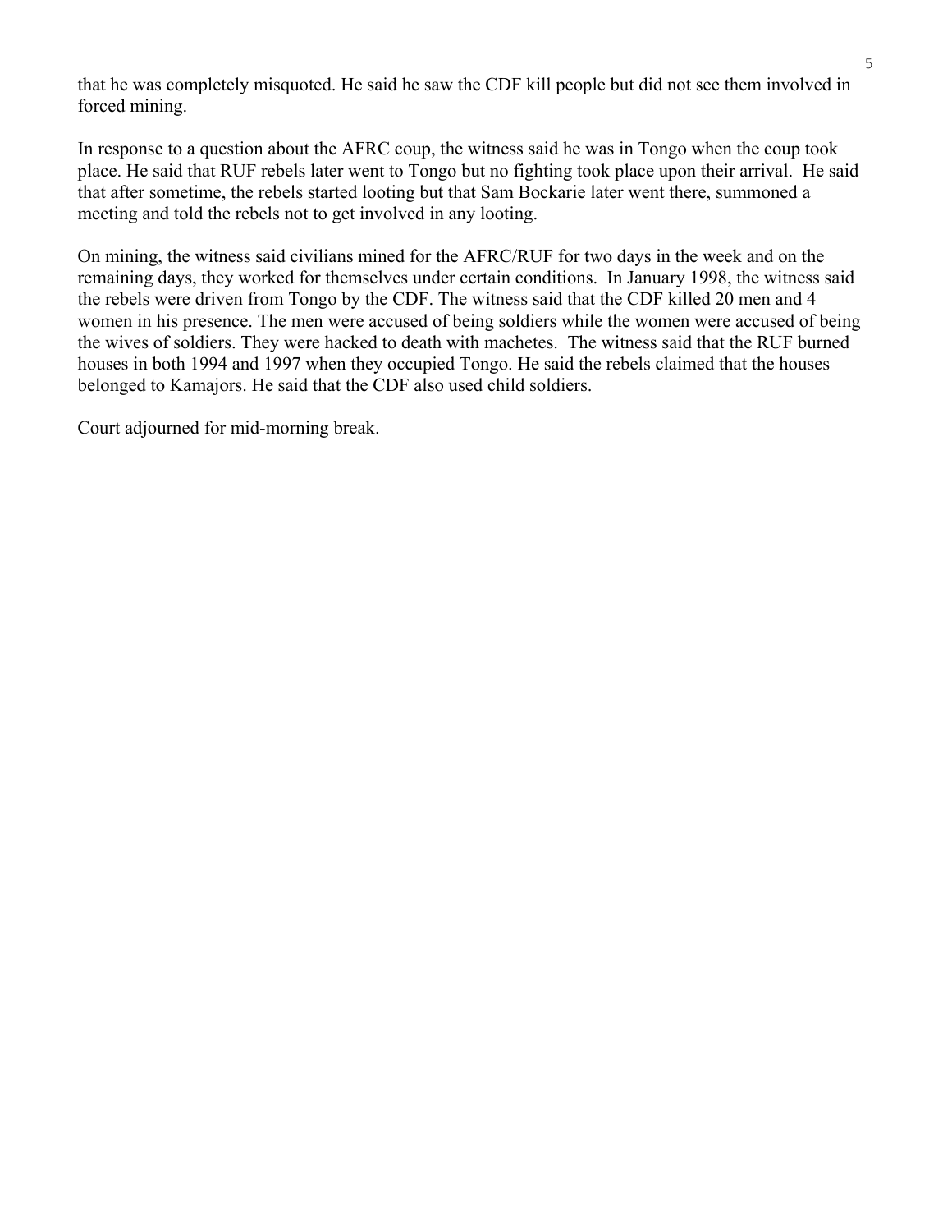that he was completely misquoted. He said he saw the CDF kill people but did not see them involved in forced mining.

In response to a question about the AFRC coup, the witness said he was in Tongo when the coup took place. He said that RUF rebels later went to Tongo but no fighting took place upon their arrival. He said that after sometime, the rebels started looting but that Sam Bockarie later went there, summoned a meeting and told the rebels not to get involved in any looting.

On mining, the witness said civilians mined for the AFRC/RUF for two days in the week and on the remaining days, they worked for themselves under certain conditions. In January 1998, the witness said the rebels were driven from Tongo by the CDF. The witness said that the CDF killed 20 men and 4 women in his presence. The men were accused of being soldiers while the women were accused of being the wives of soldiers. They were hacked to death with machetes. The witness said that the RUF burned houses in both 1994 and 1997 when they occupied Tongo. He said the rebels claimed that the houses belonged to Kamajors. He said that the CDF also used child soldiers.

Court adjourned for mid-morning break.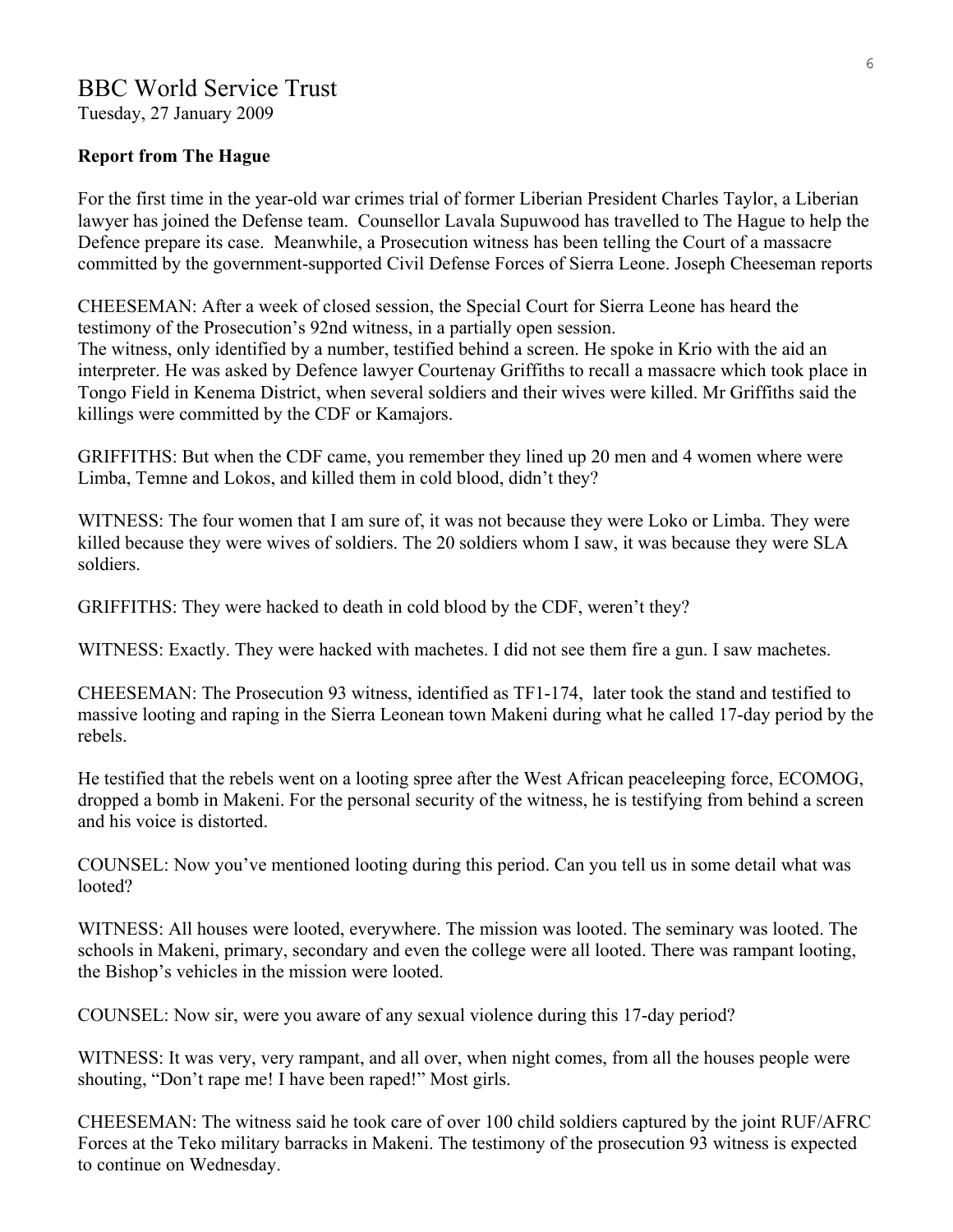# BBC World Service Trust

Tuesday, 27 January 2009

**Report from The Hague**

For the first time in the year-old war crimes trial of former Liberian President Charles Taylor, a Liberian lawyer has joined the Defense team. Counsellor Lavala Supuwood has travelled to The Hague to help the Defence prepare its case. Meanwhile, a Prosecution witness has been telling the Court of a massacre committed by the government-supported Civil Defense Forces of Sierra Leone. Joseph Cheeseman reports

CHEESEMAN: After a week of closed session, the Special Court for Sierra Leone has heard the testimony of the Prosecution's 92nd witness, in a partially open session.
The witness, only identified by a number, testified behind a screen. He spoke in Krio with the aid an interpreter. He was asked by Defence lawyer Courtenay Griffiths to recall a massacre which took place in Tongo Field in Kenema District, when several soldiers and their wives were killed. Mr Griffiths said the killings were committed by the CDF or Kamajors.

GRIFFITHS: But when the CDF came, you remember they lined up 20 men and 4 women where were Limba, Temne and Lokos, and killed them in cold blood, didn't they?

WITNESS: The four women that I am sure of, it was not because they were Loko or Limba. They were killed because they were wives of soldiers. The 20 soldiers whom I saw, it was because they were SLA soldiers.

GRIFFITHS: They were hacked to death in cold blood by the CDF, weren't they?

WITNESS: Exactly. They were hacked with machetes. I did not see them fire a gun. I saw machetes.

CHEESEMAN: The Prosecution 93 witness, identified as TF1-174, later took the stand and testified to massive looting and raping in the Sierra Leonean town Makeni during what he called 17-day period by the rebels.

He testified that the rebels went on a looting spree after the West African peaceleeping force, ECOMOG, dropped a bomb in Makeni. For the personal security of the witness, he is testifying from behind a screen and his voice is distorted.

COUNSEL: Now you've mentioned looting during this period. Can you tell us in some detail what was looted?

WITNESS: All houses were looted, everywhere. The mission was looted. The seminary was looted. The schools in Makeni, primary, secondary and even the college were all looted. There was rampant looting, the Bishop's vehicles in the mission were looted.

COUNSEL: Now sir, were you aware of any sexual violence during this 17-day period?

WITNESS: It was very, very rampant, and all over, when night comes, from all the houses people were shouting, "Don't rape me! I have been raped!" Most girls.

CHEESEMAN: The witness said he took care of over 100 child soldiers captured by the joint RUF/AFRC Forces at the Teko military barracks in Makeni. The testimony of the prosecution 93 witness is expected to continue on Wednesday.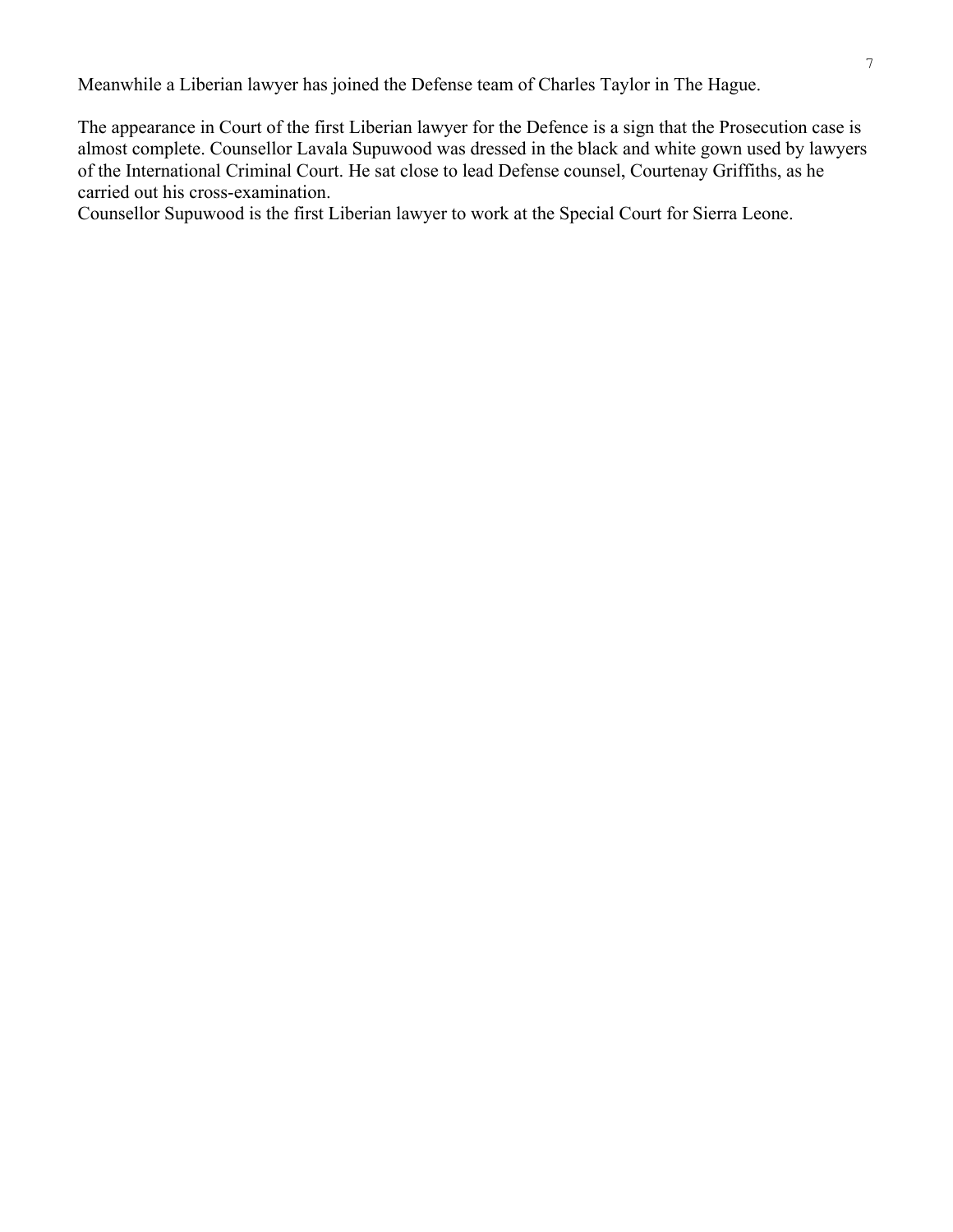Meanwhile a Liberian lawyer has joined the Defense team of Charles Taylor in The Hague.

The appearance in Court of the first Liberian lawyer for the Defence is a sign that the Prosecution case is almost complete. Counsellor Lavala Supuwood was dressed in the black and white gown used by lawyers of the International Criminal Court. He sat close to lead Defense counsel, Courtenay Griffiths, as he carried out his cross-examination.
Counsellor Supuwood is the first Liberian lawyer to work at the Special Court for Sierra Leone.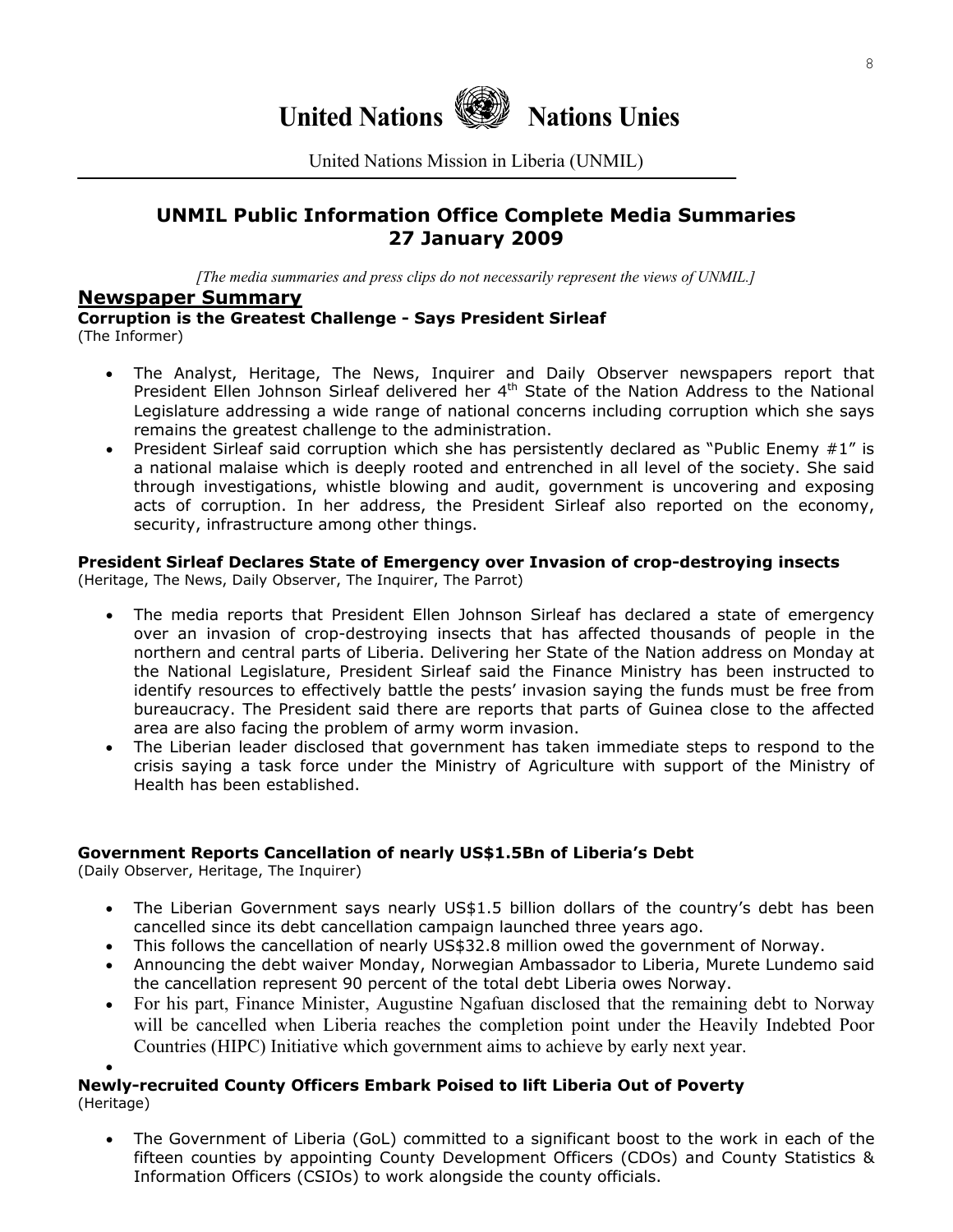# United Nations    Nations Unies

United Nations Mission in Liberia (UNMIL)

## UNMIL Public Information Office Complete Media Summaries
## 27 January 2009

*[The media summaries and press clips do not necessarily represent the views of UNMIL.]*

## Newspaper Summary

### Corruption is the Greatest Challenge - Says President Sirleaf
(The Informer)

- The Analyst, Heritage, The News, Inquirer and Daily Observer newspapers report that President Ellen Johnson Sirleaf delivered her 4th State of the Nation Address to the National Legislature addressing a wide range of national concerns including corruption which she says remains the greatest challenge to the administration.
- President Sirleaf said corruption which she has persistently declared as "Public Enemy #1" is a national malaise which is deeply rooted and entrenched in all level of the society. She said through investigations, whistle blowing and audit, government is uncovering and exposing acts of corruption. In her address, the President Sirleaf also reported on the economy, security, infrastructure among other things.

### President Sirleaf Declares State of Emergency over Invasion of crop-destroying insects
(Heritage, The News, Daily Observer, The Inquirer, The Parrot)

- The media reports that President Ellen Johnson Sirleaf has declared a state of emergency over an invasion of crop-destroying insects that has affected thousands of people in the northern and central parts of Liberia. Delivering her State of the Nation address on Monday at the National Legislature, President Sirleaf said the Finance Ministry has been instructed to identify resources to effectively battle the pests' invasion saying the funds must be free from bureaucracy. The President said there are reports that parts of Guinea close to the affected area are also facing the problem of army worm invasion.
- The Liberian leader disclosed that government has taken immediate steps to respond to the crisis saying a task force under the Ministry of Agriculture with support of the Ministry of Health has been established.

### Government Reports Cancellation of nearly US$1.5Bn of Liberia's Debt
(Daily Observer, Heritage, The Inquirer)

- The Liberian Government says nearly US$1.5 billion dollars of the country's debt has been cancelled since its debt cancellation campaign launched three years ago.
- This follows the cancellation of nearly US$32.8 million owed the government of Norway.
- Announcing the debt waiver Monday, Norwegian Ambassador to Liberia, Murete Lundemo said the cancellation represent 90 percent of the total debt Liberia owes Norway.
- For his part, Finance Minister, Augustine Ngafuan disclosed that the remaining debt to Norway will be cancelled when Liberia reaches the completion point under the Heavily Indebted Poor Countries (HIPC) Initiative which government aims to achieve by early next year.

### Newly-recruited County Officers Embark Poised to lift Liberia Out of Poverty
(Heritage)

- The Government of Liberia (GoL) committed to a significant boost to the work in each of the fifteen counties by appointing County Development Officers (CDOs) and County Statistics & Information Officers (CSIOs) to work alongside the county officials.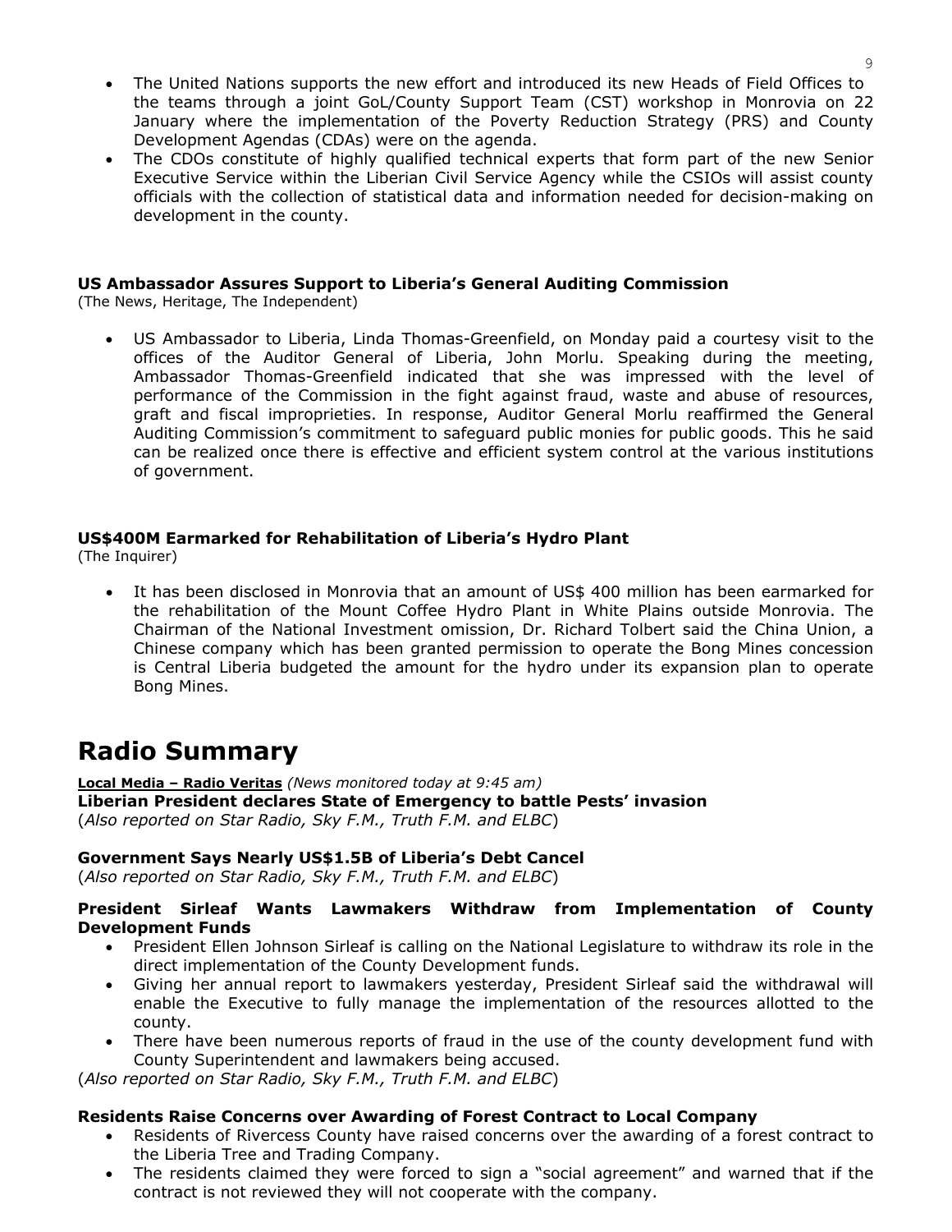- The United Nations supports the new effort and introduced its new Heads of Field Offices to the teams through a joint GoL/County Support Team (CST) workshop in Monrovia on 22 January where the implementation of the Poverty Reduction Strategy (PRS) and County Development Agendas (CDAs) were on the agenda.
- The CDOs constitute of highly qualified technical experts that form part of the new Senior Executive Service within the Liberian Civil Service Agency while the CSIOs will assist county officials with the collection of statistical data and information needed for decision-making on development in the county.

**US Ambassador Assures Support to Liberia's General Auditing Commission**
(The News, Heritage, The Independent)

- US Ambassador to Liberia, Linda Thomas-Greenfield, on Monday paid a courtesy visit to the offices of the Auditor General of Liberia, John Morlu. Speaking during the meeting, Ambassador Thomas-Greenfield indicated that she was impressed with the level of performance of the Commission in the fight against fraud, waste and abuse of resources, graft and fiscal improprieties. In response, Auditor General Morlu reaffirmed the General Auditing Commission's commitment to safeguard public monies for public goods. This he said can be realized once there is effective and efficient system control at the various institutions of government.

**US$400M Earmarked for Rehabilitation of Liberia's Hydro Plant**
(The Inquirer)

- It has been disclosed in Monrovia that an amount of US$ 400 million has been earmarked for the rehabilitation of the Mount Coffee Hydro Plant in White Plains outside Monrovia. The Chairman of the National Investment omission, Dr. Richard Tolbert said the China Union, a Chinese company which has been granted permission to operate the Bong Mines concession is Central Liberia budgeted the amount for the hydro under its expansion plan to operate Bong Mines.

# Radio Summary

**Local Media – Radio Veritas** *(News monitored today at 9:45 am)*
**Liberian President declares State of Emergency to battle Pests' invasion**
(*Also reported on Star Radio, Sky F.M., Truth F.M. and ELBC*)

**Government Says Nearly US$1.5B of Liberia's Debt Cancel**
(*Also reported on Star Radio, Sky F.M., Truth F.M. and ELBC*)

**President Sirleaf Wants Lawmakers Withdraw from Implementation of County Development Funds**

- President Ellen Johnson Sirleaf is calling on the National Legislature to withdraw its role in the direct implementation of the County Development funds.
- Giving her annual report to lawmakers yesterday, President Sirleaf said the withdrawal will enable the Executive to fully manage the implementation of the resources allotted to the county.
- There have been numerous reports of fraud in the use of the county development fund with County Superintendent and lawmakers being accused.

(*Also reported on Star Radio, Sky F.M., Truth F.M. and ELBC*)

**Residents Raise Concerns over Awarding of Forest Contract to Local Company**

- Residents of Rivercess County have raised concerns over the awarding of a forest contract to the Liberia Tree and Trading Company.
- The residents claimed they were forced to sign a "social agreement" and warned that if the contract is not reviewed they will not cooperate with the company.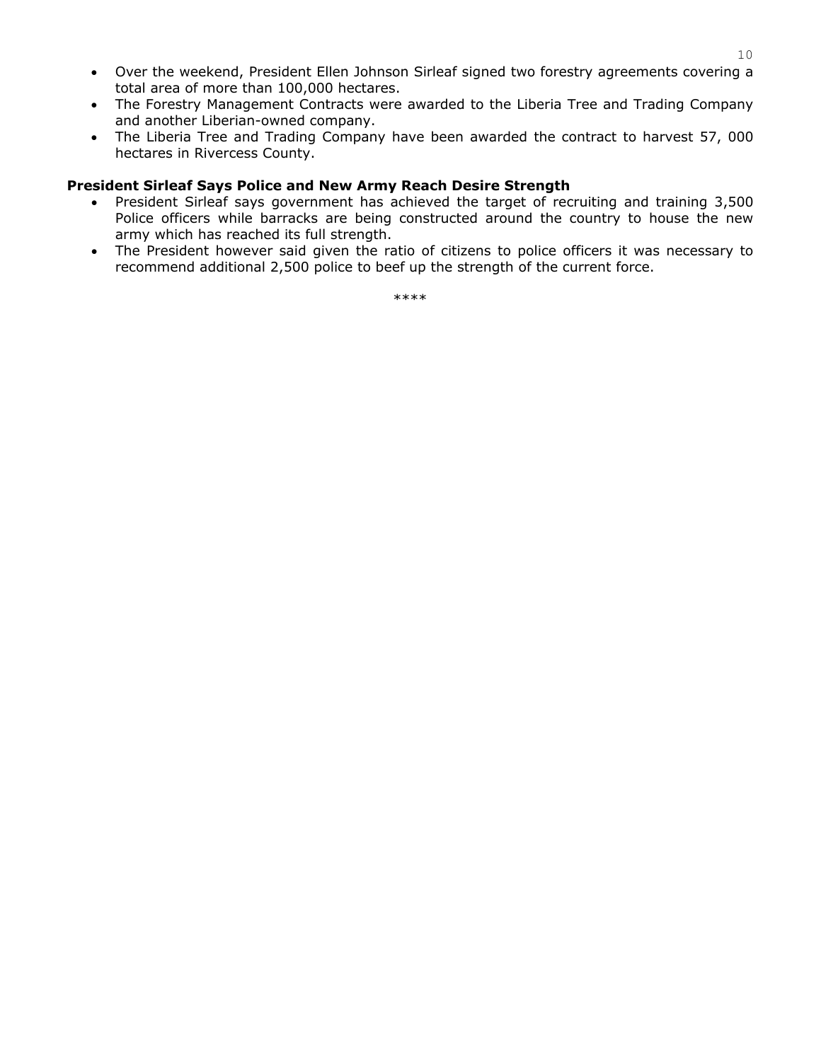- Over the weekend, President Ellen Johnson Sirleaf signed two forestry agreements covering a total area of more than 100,000 hectares.
- The Forestry Management Contracts were awarded to the Liberia Tree and Trading Company and another Liberian-owned company.
- The Liberia Tree and Trading Company have been awarded the contract to harvest 57, 000 hectares in Rivercess County.

**President Sirleaf Says Police and New Army Reach Desire Strength**

- President Sirleaf says government has achieved the target of recruiting and training 3,500 Police officers while barracks are being constructed around the country to house the new army which has reached its full strength.
- The President however said given the ratio of citizens to police officers it was necessary to recommend additional 2,500 police to beef up the strength of the current force.

****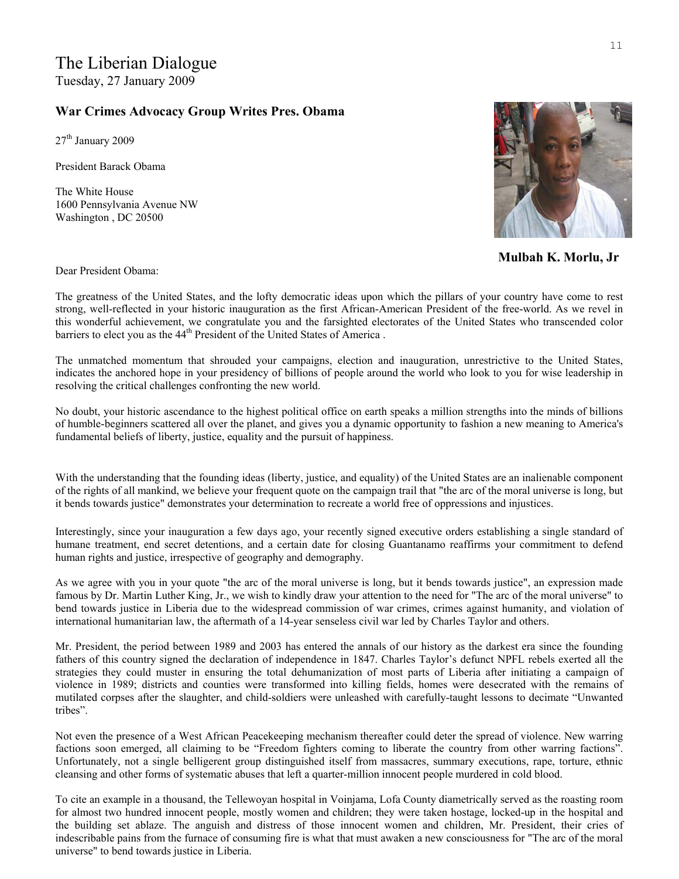# The Liberian Dialogue

Tuesday, 27 January 2009

### War Crimes Advocacy Group Writes Pres. Obama

27th January 2009

President Barack Obama

The White House
1600 Pennsylvania Avenue NW
Washington , DC 20500

**Mulbah K. Morlu, Jr**

Dear President Obama:

The greatness of the United States, and the lofty democratic ideas upon which the pillars of your country have come to rest strong, well-reflected in your historic inauguration as the first African-American President of the free-world. As we revel in this wonderful achievement, we congratulate you and the farsighted electorates of the United States who transcended color barriers to elect you as the 44th President of the United States of America .

The unmatched momentum that shrouded your campaigns, election and inauguration, unrestrictive to the United States, indicates the anchored hope in your presidency of billions of people around the world who look to you for wise leadership in resolving the critical challenges confronting the new world.

No doubt, your historic ascendance to the highest political office on earth speaks a million strengths into the minds of billions of humble-beginners scattered all over the planet, and gives you a dynamic opportunity to fashion a new meaning to America's fundamental beliefs of liberty, justice, equality and the pursuit of happiness.

With the understanding that the founding ideas (liberty, justice, and equality) of the United States are an inalienable component of the rights of all mankind, we believe your frequent quote on the campaign trail that "the arc of the moral universe is long, but it bends towards justice" demonstrates your determination to recreate a world free of oppressions and injustices.

Interestingly, since your inauguration a few days ago, your recently signed executive orders establishing a single standard of humane treatment, end secret detentions, and a certain date for closing Guantanamo reaffirms your commitment to defend human rights and justice, irrespective of geography and demography.

As we agree with you in your quote "the arc of the moral universe is long, but it bends towards justice", an expression made famous by Dr. Martin Luther King, Jr., we wish to kindly draw your attention to the need for "The arc of the moral universe" to bend towards justice in Liberia due to the widespread commission of war crimes, crimes against humanity, and violation of international humanitarian law, the aftermath of a 14-year senseless civil war led by Charles Taylor and others.

Mr. President, the period between 1989 and 2003 has entered the annals of our history as the darkest era since the founding fathers of this country signed the declaration of independence in 1847. Charles Taylor's defunct NPFL rebels exerted all the strategies they could muster in ensuring the total dehumanization of most parts of Liberia after initiating a campaign of violence in 1989; districts and counties were transformed into killing fields, homes were desecrated with the remains of mutilated corpses after the slaughter, and child-soldiers were unleashed with carefully-taught lessons to decimate "Unwanted tribes".

Not even the presence of a West African Peacekeeping mechanism thereafter could deter the spread of violence. New warring factions soon emerged, all claiming to be "Freedom fighters coming to liberate the country from other warring factions". Unfortunately, not a single belligerent group distinguished itself from massacres, summary executions, rape, torture, ethnic cleansing and other forms of systematic abuses that left a quarter-million innocent people murdered in cold blood.

To cite an example in a thousand, the Tellewoyan hospital in Voinjama, Lofa County diametrically served as the roasting room for almost two hundred innocent people, mostly women and children; they were taken hostage, locked-up in the hospital and the building set ablaze. The anguish and distress of those innocent women and children, Mr. President, their cries of indescribable pains from the furnace of consuming fire is what that must awaken a new consciousness for "The arc of the moral universe" to bend towards justice in Liberia.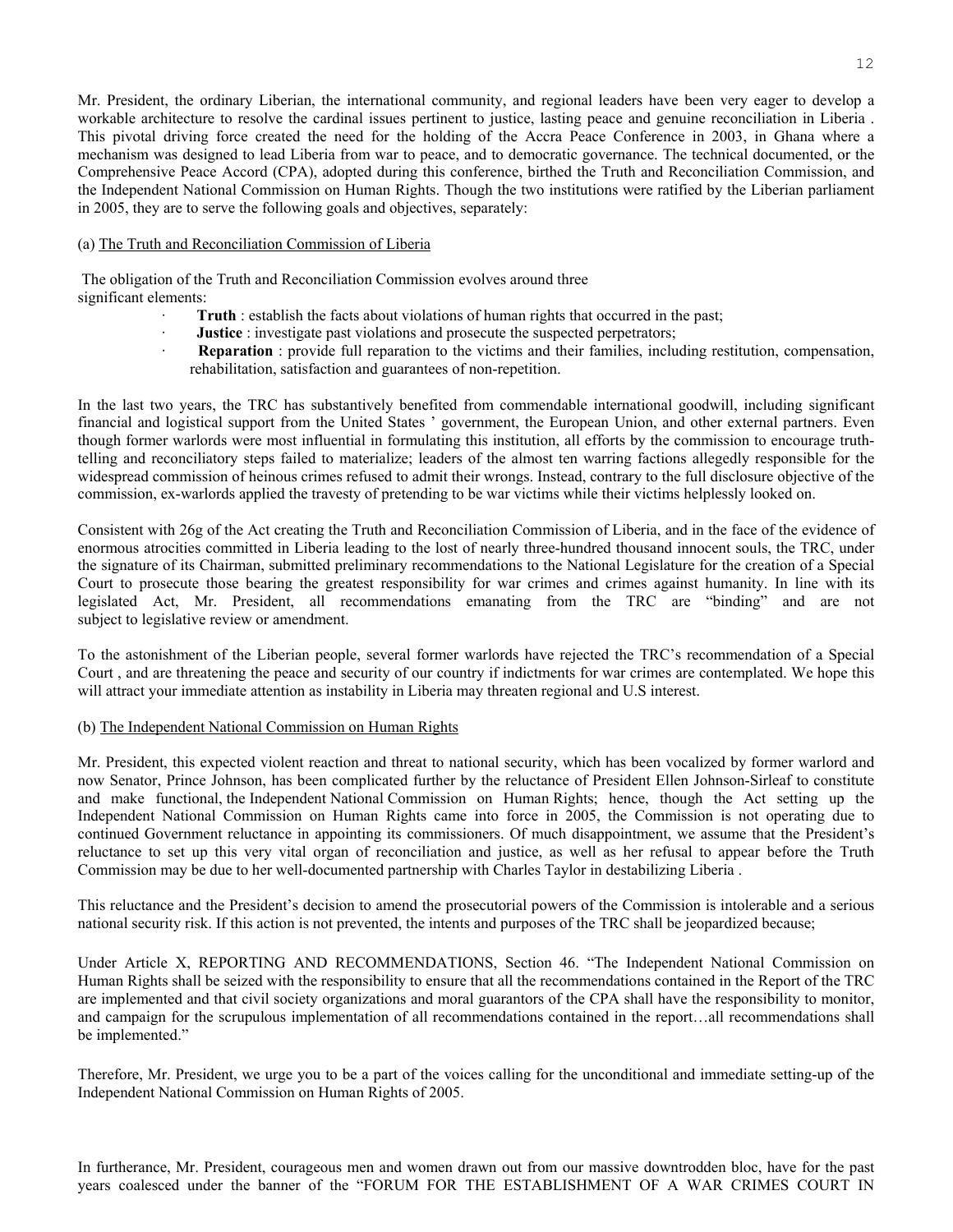Mr. President, the ordinary Liberian, the international community, and regional leaders have been very eager to develop a workable architecture to resolve the cardinal issues pertinent to justice, lasting peace and genuine reconciliation in Liberia . This pivotal driving force created the need for the holding of the Accra Peace Conference in 2003, in Ghana where a mechanism was designed to lead Liberia from war to peace, and to democratic governance. The technical documented, or the Comprehensive Peace Accord (CPA), adopted during this conference, birthed the Truth and Reconciliation Commission, and the Independent National Commission on Human Rights. Though the two institutions were ratified by the Liberian parliament in 2005, they are to serve the following goals and objectives, separately:

(a) The Truth and Reconciliation Commission of Liberia

The obligation of the Truth and Reconciliation Commission evolves around three significant elements:

- **Truth** : establish the facts about violations of human rights that occurred in the past;
- **Justice** : investigate past violations and prosecute the suspected perpetrators;
- **Reparation** : provide full reparation to the victims and their families, including restitution, compensation, rehabilitation, satisfaction and guarantees of non-repetition.

In the last two years, the TRC has substantively benefited from commendable international goodwill, including significant financial and logistical support from the United States ' government, the European Union, and other external partners. Even though former warlords were most influential in formulating this institution, all efforts by the commission to encourage truth-telling and reconciliatory steps failed to materialize; leaders of the almost ten warring factions allegedly responsible for the widespread commission of heinous crimes refused to admit their wrongs. Instead, contrary to the full disclosure objective of the commission, ex-warlords applied the travesty of pretending to be war victims while their victims helplessly looked on.

Consistent with 26g of the Act creating the Truth and Reconciliation Commission of Liberia, and in the face of the evidence of enormous atrocities committed in Liberia leading to the lost of nearly three-hundred thousand innocent souls, the TRC, under the signature of its Chairman, submitted preliminary recommendations to the National Legislature for the creation of a Special Court to prosecute those bearing the greatest responsibility for war crimes and crimes against humanity. In line with its legislated Act, Mr. President, all recommendations emanating from the TRC are "binding" and are not subject to legislative review or amendment.

To the astonishment of the Liberian people, several former warlords have rejected the TRC's recommendation of a Special Court , and are threatening the peace and security of our country if indictments for war crimes are contemplated. We hope this will attract your immediate attention as instability in Liberia may threaten regional and U.S interest.

(b) The Independent National Commission on Human Rights

Mr. President, this expected violent reaction and threat to national security, which has been vocalized by former warlord and now Senator, Prince Johnson, has been complicated further by the reluctance of President Ellen Johnson-Sirleaf to constitute and make functional, the Independent National Commission on Human Rights; hence, though the Act setting up the Independent National Commission on Human Rights came into force in 2005, the Commission is not operating due to continued Government reluctance in appointing its commissioners. Of much disappointment, we assume that the President's reluctance to set up this very vital organ of reconciliation and justice, as well as her refusal to appear before the Truth Commission may be due to her well-documented partnership with Charles Taylor in destabilizing Liberia .

This reluctance and the President's decision to amend the prosecutorial powers of the Commission is intolerable and a serious national security risk. If this action is not prevented, the intents and purposes of the TRC shall be jeopardized because;

Under Article X, REPORTING AND RECOMMENDATIONS, Section 46. "The Independent National Commission on Human Rights shall be seized with the responsibility to ensure that all the recommendations contained in the Report of the TRC are implemented and that civil society organizations and moral guarantors of the CPA shall have the responsibility to monitor, and campaign for the scrupulous implementation of all recommendations contained in the report…all recommendations shall be implemented."

Therefore, Mr. President, we urge you to be a part of the voices calling for the unconditional and immediate setting-up of the Independent National Commission on Human Rights of 2005.

In furtherance, Mr. President, courageous men and women drawn out from our massive downtrodden bloc, have for the past years coalesced under the banner of the "FORUM FOR THE ESTABLISHMENT OF A WAR CRIMES COURT IN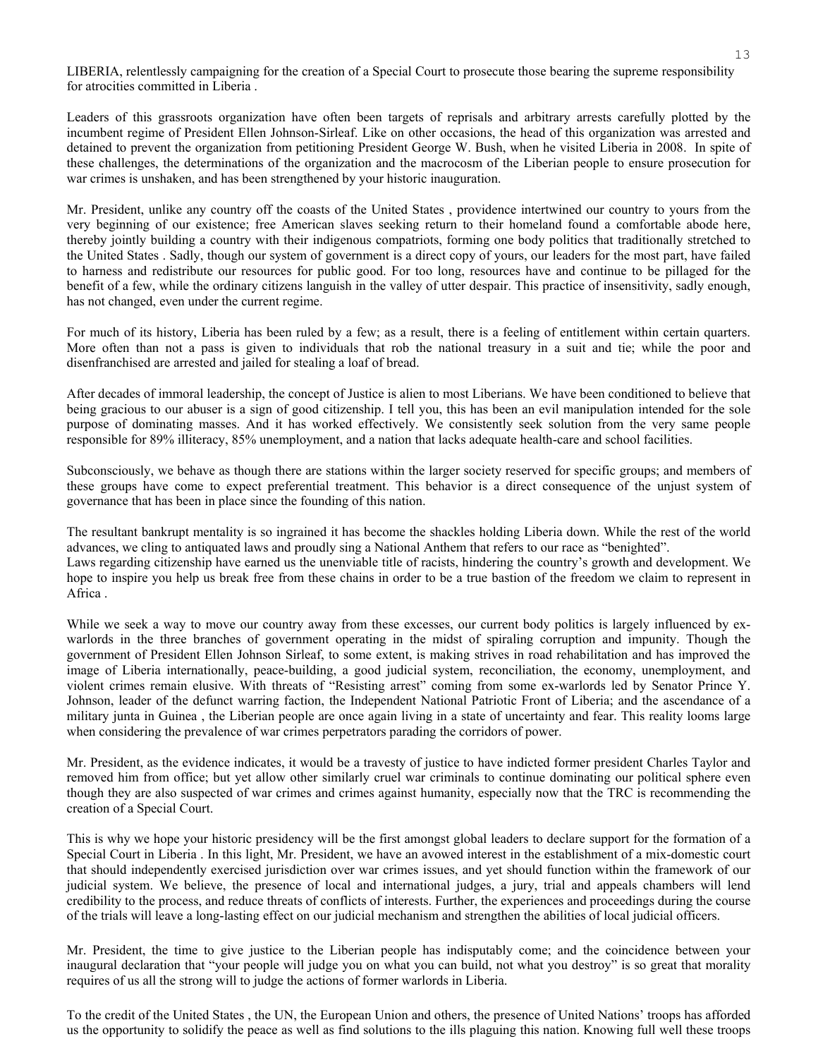LIBERIA, relentlessly campaigning for the creation of a Special Court to prosecute those bearing the supreme responsibility for atrocities committed in Liberia .

Leaders of this grassroots organization have often been targets of reprisals and arbitrary arrests carefully plotted by the incumbent regime of President Ellen Johnson-Sirleaf. Like on other occasions, the head of this organization was arrested and detained to prevent the organization from petitioning President George W. Bush, when he visited Liberia in 2008. In spite of these challenges, the determinations of the organization and the macrocosm of the Liberian people to ensure prosecution for war crimes is unshaken, and has been strengthened by your historic inauguration.

Mr. President, unlike any country off the coasts of the United States , providence intertwined our country to yours from the very beginning of our existence; free American slaves seeking return to their homeland found a comfortable abode here, thereby jointly building a country with their indigenous compatriots, forming one body politics that traditionally stretched to the United States . Sadly, though our system of government is a direct copy of yours, our leaders for the most part, have failed to harness and redistribute our resources for public good. For too long, resources have and continue to be pillaged for the benefit of a few, while the ordinary citizens languish in the valley of utter despair. This practice of insensitivity, sadly enough, has not changed, even under the current regime.

For much of its history, Liberia has been ruled by a few; as a result, there is a feeling of entitlement within certain quarters. More often than not a pass is given to individuals that rob the national treasury in a suit and tie; while the poor and disenfranchised are arrested and jailed for stealing a loaf of bread.

After decades of immoral leadership, the concept of Justice is alien to most Liberians. We have been conditioned to believe that being gracious to our abuser is a sign of good citizenship. I tell you, this has been an evil manipulation intended for the sole purpose of dominating masses. And it has worked effectively. We consistently seek solution from the very same people responsible for 89% illiteracy, 85% unemployment, and a nation that lacks adequate health-care and school facilities.

Subconsciously, we behave as though there are stations within the larger society reserved for specific groups; and members of these groups have come to expect preferential treatment. This behavior is a direct consequence of the unjust system of governance that has been in place since the founding of this nation.

The resultant bankrupt mentality is so ingrained it has become the shackles holding Liberia down. While the rest of the world advances, we cling to antiquated laws and proudly sing a National Anthem that refers to our race as "benighted".
Laws regarding citizenship have earned us the unenviable title of racists, hindering the country's growth and development. We hope to inspire you help us break free from these chains in order to be a true bastion of the freedom we claim to represent in Africa .

While we seek a way to move our country away from these excesses, our current body politics is largely influenced by ex-warlords in the three branches of government operating in the midst of spiraling corruption and impunity. Though the government of President Ellen Johnson Sirleaf, to some extent, is making strives in road rehabilitation and has improved the image of Liberia internationally, peace-building, a good judicial system, reconciliation, the economy, unemployment, and violent crimes remain elusive. With threats of "Resisting arrest" coming from some ex-warlords led by Senator Prince Y. Johnson, leader of the defunct warring faction, the Independent National Patriotic Front of Liberia; and the ascendance of a military junta in Guinea , the Liberian people are once again living in a state of uncertainty and fear. This reality looms large when considering the prevalence of war crimes perpetrators parading the corridors of power.

Mr. President, as the evidence indicates, it would be a travesty of justice to have indicted former president Charles Taylor and removed him from office; but yet allow other similarly cruel war criminals to continue dominating our political sphere even though they are also suspected of war crimes and crimes against humanity, especially now that the TRC is recommending the creation of a Special Court.

This is why we hope your historic presidency will be the first amongst global leaders to declare support for the formation of a Special Court in Liberia . In this light, Mr. President, we have an avowed interest in the establishment of a mix-domestic court that should independently exercised jurisdiction over war crimes issues, and yet should function within the framework of our judicial system. We believe, the presence of local and international judges, a jury, trial and appeals chambers will lend credibility to the process, and reduce threats of conflicts of interests. Further, the experiences and proceedings during the course of the trials will leave a long-lasting effect on our judicial mechanism and strengthen the abilities of local judicial officers.

Mr. President, the time to give justice to the Liberian people has indisputably come; and the coincidence between your inaugural declaration that "your people will judge you on what you can build, not what you destroy" is so great that morality requires of us all the strong will to judge the actions of former warlords in Liberia.

To the credit of the United States , the UN, the European Union and others, the presence of United Nations' troops has afforded us the opportunity to solidify the peace as well as find solutions to the ills plaguing this nation. Knowing full well these troops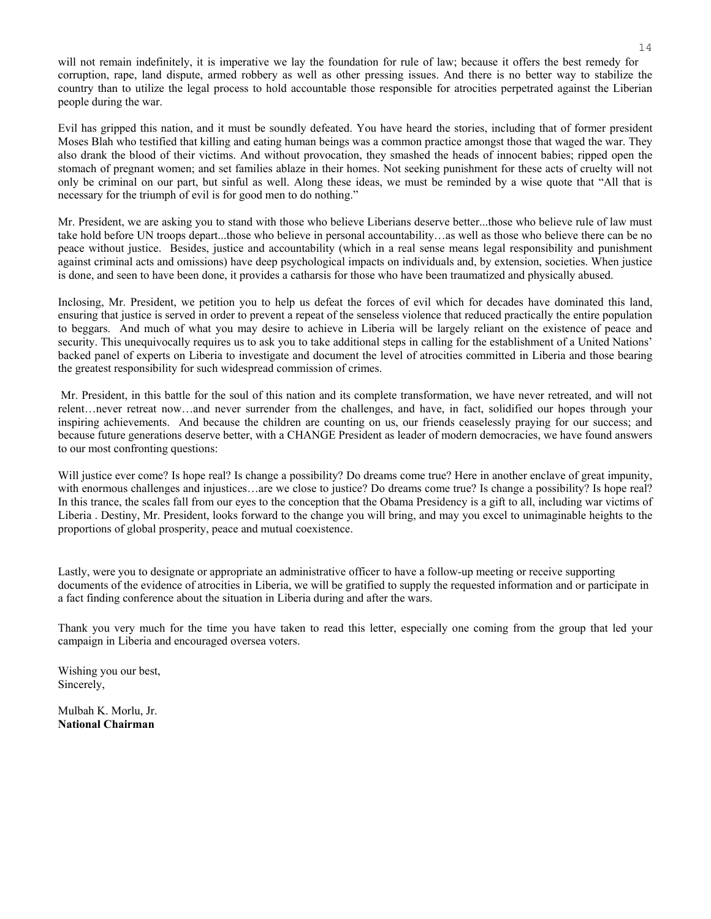will not remain indefinitely, it is imperative we lay the foundation for rule of law; because it offers the best remedy for corruption, rape, land dispute, armed robbery as well as other pressing issues. And there is no better way to stabilize the country than to utilize the legal process to hold accountable those responsible for atrocities perpetrated against the Liberian people during the war.

Evil has gripped this nation, and it must be soundly defeated. You have heard the stories, including that of former president Moses Blah who testified that killing and eating human beings was a common practice amongst those that waged the war. They also drank the blood of their victims. And without provocation, they smashed the heads of innocent babies; ripped open the stomach of pregnant women; and set families ablaze in their homes. Not seeking punishment for these acts of cruelty will not only be criminal on our part, but sinful as well. Along these ideas, we must be reminded by a wise quote that "All that is necessary for the triumph of evil is for good men to do nothing."

Mr. President, we are asking you to stand with those who believe Liberians deserve better...those who believe rule of law must take hold before UN troops depart...those who believe in personal accountability…as well as those who believe there can be no peace without justice. Besides, justice and accountability (which in a real sense means legal responsibility and punishment against criminal acts and omissions) have deep psychological impacts on individuals and, by extension, societies. When justice is done, and seen to have been done, it provides a catharsis for those who have been traumatized and physically abused.

Inclosing, Mr. President, we petition you to help us defeat the forces of evil which for decades have dominated this land, ensuring that justice is served in order to prevent a repeat of the senseless violence that reduced practically the entire population to beggars. And much of what you may desire to achieve in Liberia will be largely reliant on the existence of peace and security. This unequivocally requires us to ask you to take additional steps in calling for the establishment of a United Nations' backed panel of experts on Liberia to investigate and document the level of atrocities committed in Liberia and those bearing the greatest responsibility for such widespread commission of crimes.

Mr. President, in this battle for the soul of this nation and its complete transformation, we have never retreated, and will not relent…never retreat now…and never surrender from the challenges, and have, in fact, solidified our hopes through your inspiring achievements. And because the children are counting on us, our friends ceaselessly praying for our success; and because future generations deserve better, with a CHANGE President as leader of modern democracies, we have found answers to our most confronting questions:

Will justice ever come? Is hope real? Is change a possibility? Do dreams come true? Here in another enclave of great impunity, with enormous challenges and injustices…are we close to justice? Do dreams come true? Is change a possibility? Is hope real? In this trance, the scales fall from our eyes to the conception that the Obama Presidency is a gift to all, including war victims of Liberia . Destiny, Mr. President, looks forward to the change you will bring, and may you excel to unimaginable heights to the proportions of global prosperity, peace and mutual coexistence.

Lastly, were you to designate or appropriate an administrative officer to have a follow-up meeting or receive supporting documents of the evidence of atrocities in Liberia, we will be gratified to supply the requested information and or participate in a fact finding conference about the situation in Liberia during and after the wars.

Thank you very much for the time you have taken to read this letter, especially one coming from the group that led your campaign in Liberia and encouraged oversea voters.

Wishing you our best,
Sincerely,

Mulbah K. Morlu, Jr.
**National Chairman**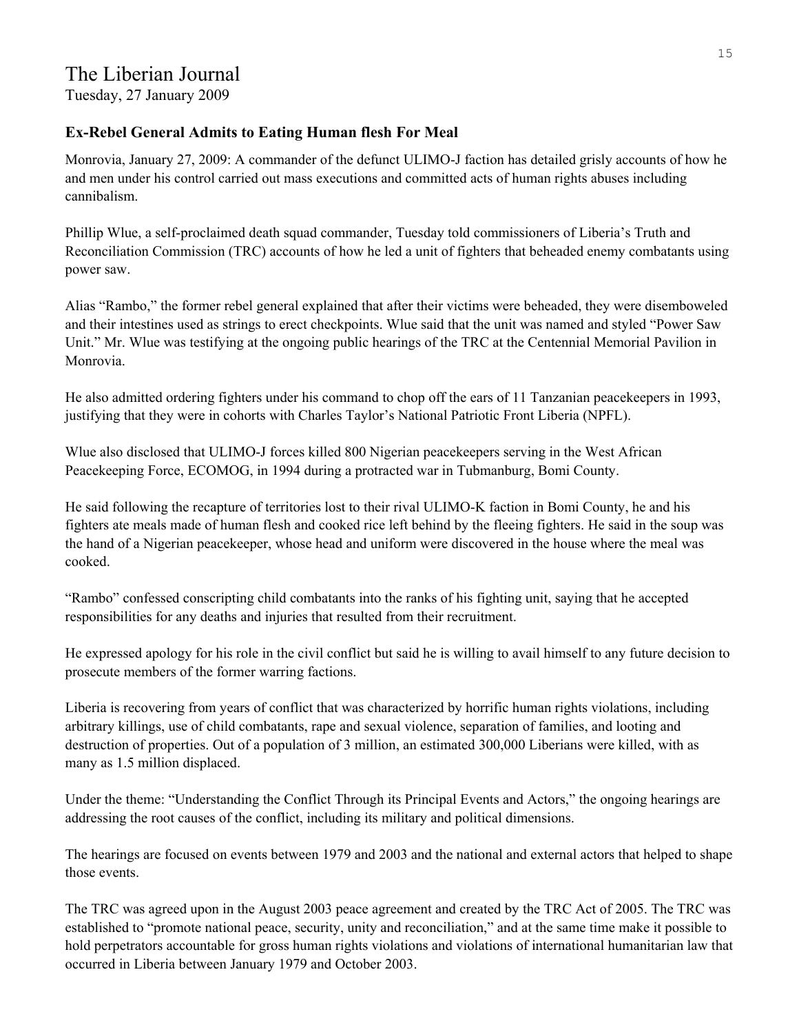# The Liberian Journal

Tuesday, 27 January 2009

### Ex-Rebel General Admits to Eating Human flesh For Meal

Monrovia, January 27, 2009: A commander of the defunct ULIMO-J faction has detailed grisly accounts of how he and men under his control carried out mass executions and committed acts of human rights abuses including cannibalism.

Phillip Wlue, a self-proclaimed death squad commander, Tuesday told commissioners of Liberia's Truth and Reconciliation Commission (TRC) accounts of how he led a unit of fighters that beheaded enemy combatants using power saw.

Alias "Rambo," the former rebel general explained that after their victims were beheaded, they were disemboweled and their intestines used as strings to erect checkpoints. Wlue said that the unit was named and styled "Power Saw Unit." Mr. Wlue was testifying at the ongoing public hearings of the TRC at the Centennial Memorial Pavilion in Monrovia.

He also admitted ordering fighters under his command to chop off the ears of 11 Tanzanian peacekeepers in 1993, justifying that they were in cohorts with Charles Taylor's National Patriotic Front Liberia (NPFL).

Wlue also disclosed that ULIMO-J forces killed 800 Nigerian peacekeepers serving in the West African Peacekeeping Force, ECOMOG, in 1994 during a protracted war in Tubmanburg, Bomi County.

He said following the recapture of territories lost to their rival ULIMO-K faction in Bomi County, he and his fighters ate meals made of human flesh and cooked rice left behind by the fleeing fighters. He said in the soup was the hand of a Nigerian peacekeeper, whose head and uniform were discovered in the house where the meal was cooked.

"Rambo" confessed conscripting child combatants into the ranks of his fighting unit, saying that he accepted responsibilities for any deaths and injuries that resulted from their recruitment.

He expressed apology for his role in the civil conflict but said he is willing to avail himself to any future decision to prosecute members of the former warring factions.

Liberia is recovering from years of conflict that was characterized by horrific human rights violations, including arbitrary killings, use of child combatants, rape and sexual violence, separation of families, and looting and destruction of properties. Out of a population of 3 million, an estimated 300,000 Liberians were killed, with as many as 1.5 million displaced.

Under the theme: "Understanding the Conflict Through its Principal Events and Actors," the ongoing hearings are addressing the root causes of the conflict, including its military and political dimensions.

The hearings are focused on events between 1979 and 2003 and the national and external actors that helped to shape those events.

The TRC was agreed upon in the August 2003 peace agreement and created by the TRC Act of 2005. The TRC was established to "promote national peace, security, unity and reconciliation," and at the same time make it possible to hold perpetrators accountable for gross human rights violations and violations of international humanitarian law that occurred in Liberia between January 1979 and October 2003.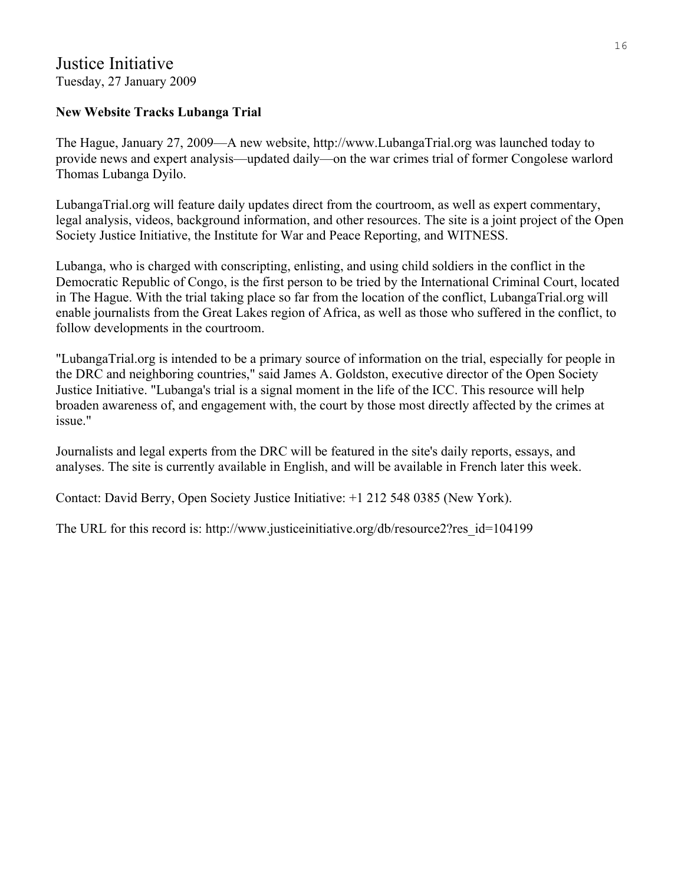# Justice Initiative

Tuesday, 27 January 2009

**New Website Tracks Lubanga Trial**

The Hague, January 27, 2009—A new website, http://www.LubangaTrial.org was launched today to provide news and expert analysis—updated daily—on the war crimes trial of former Congolese warlord Thomas Lubanga Dyilo.

LubangaTrial.org will feature daily updates direct from the courtroom, as well as expert commentary, legal analysis, videos, background information, and other resources. The site is a joint project of the Open Society Justice Initiative, the Institute for War and Peace Reporting, and WITNESS.

Lubanga, who is charged with conscripting, enlisting, and using child soldiers in the conflict in the Democratic Republic of Congo, is the first person to be tried by the International Criminal Court, located in The Hague. With the trial taking place so far from the location of the conflict, LubangaTrial.org will enable journalists from the Great Lakes region of Africa, as well as those who suffered in the conflict, to follow developments in the courtroom.

"LubangaTrial.org is intended to be a primary source of information on the trial, especially for people in the DRC and neighboring countries," said James A. Goldston, executive director of the Open Society Justice Initiative. "Lubanga's trial is a signal moment in the life of the ICC. This resource will help broaden awareness of, and engagement with, the court by those most directly affected by the crimes at issue."

Journalists and legal experts from the DRC will be featured in the site's daily reports, essays, and analyses. The site is currently available in English, and will be available in French later this week.

Contact: David Berry, Open Society Justice Initiative: +1 212 548 0385 (New York).

The URL for this record is: http://www.justiceinitiative.org/db/resource2?res_id=104199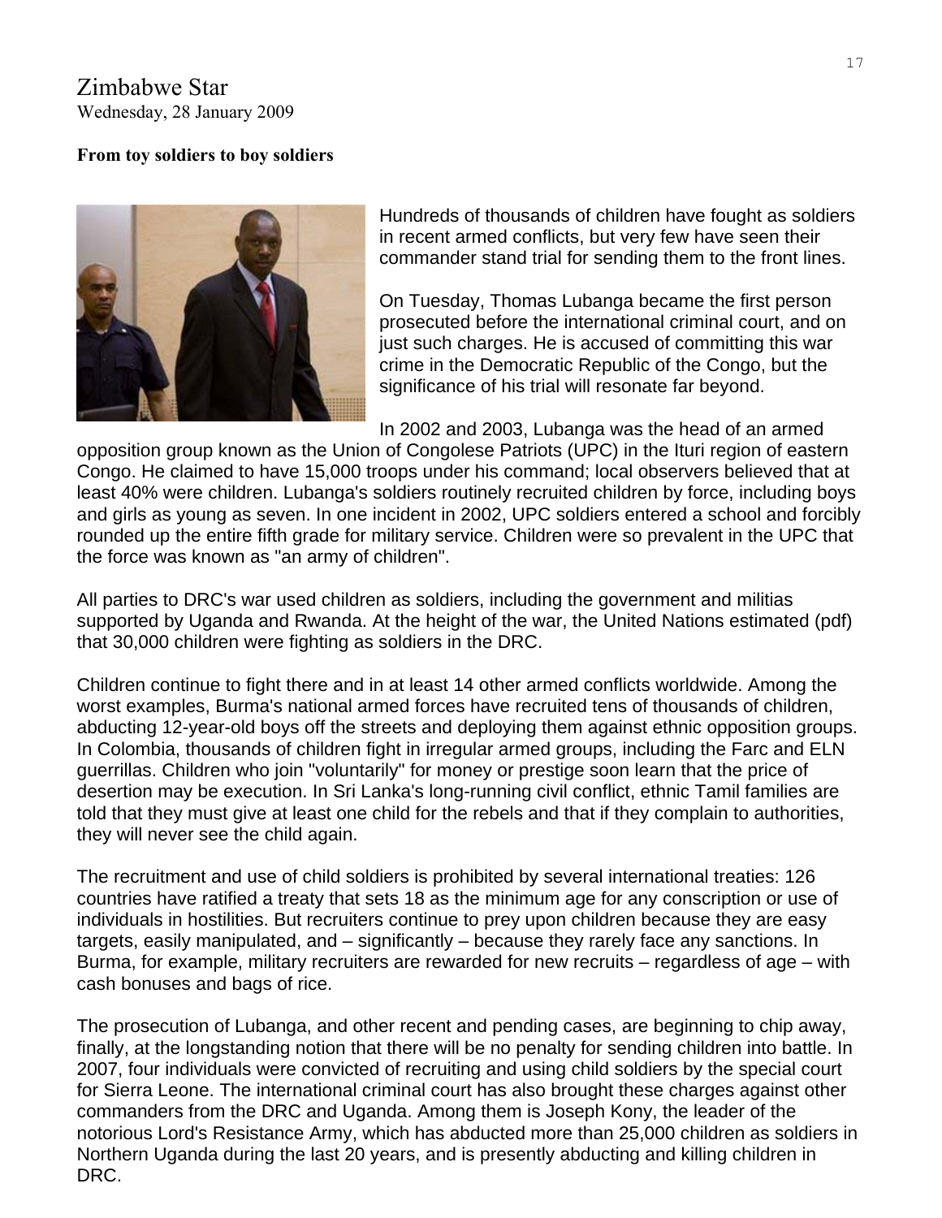# Zimbabwe Star

Wednesday, 28 January 2009

**From toy soldiers to boy soldiers**

Hundreds of thousands of children have fought as soldiers in recent armed conflicts, but very few have seen their commander stand trial for sending them to the front lines.

On Tuesday, Thomas Lubanga became the first person prosecuted before the international criminal court, and on just such charges. He is accused of committing this war crime in the Democratic Republic of the Congo, but the significance of his trial will resonate far beyond.

In 2002 and 2003, Lubanga was the head of an armed opposition group known as the Union of Congolese Patriots (UPC) in the Ituri region of eastern Congo. He claimed to have 15,000 troops under his command; local observers believed that at least 40% were children. Lubanga's soldiers routinely recruited children by force, including boys and girls as young as seven. In one incident in 2002, UPC soldiers entered a school and forcibly rounded up the entire fifth grade for military service. Children were so prevalent in the UPC that the force was known as "an army of children".

All parties to DRC's war used children as soldiers, including the government and militias supported by Uganda and Rwanda. At the height of the war, the United Nations estimated (pdf) that 30,000 children were fighting as soldiers in the DRC.

Children continue to fight there and in at least 14 other armed conflicts worldwide. Among the worst examples, Burma's national armed forces have recruited tens of thousands of children, abducting 12-year-old boys off the streets and deploying them against ethnic opposition groups. In Colombia, thousands of children fight in irregular armed groups, including the Farc and ELN guerrillas. Children who join "voluntarily" for money or prestige soon learn that the price of desertion may be execution. In Sri Lanka's long-running civil conflict, ethnic Tamil families are told that they must give at least one child for the rebels and that if they complain to authorities, they will never see the child again.

The recruitment and use of child soldiers is prohibited by several international treaties: 126 countries have ratified a treaty that sets 18 as the minimum age for any conscription or use of individuals in hostilities. But recruiters continue to prey upon children because they are easy targets, easily manipulated, and – significantly – because they rarely face any sanctions. In Burma, for example, military recruiters are rewarded for new recruits – regardless of age – with cash bonuses and bags of rice.

The prosecution of Lubanga, and other recent and pending cases, are beginning to chip away, finally, at the longstanding notion that there will be no penalty for sending children into battle. In 2007, four individuals were convicted of recruiting and using child soldiers by the special court for Sierra Leone. The international criminal court has also brought these charges against other commanders from the DRC and Uganda. Among them is Joseph Kony, the leader of the notorious Lord's Resistance Army, which has abducted more than 25,000 children as soldiers in Northern Uganda during the last 20 years, and is presently abducting and killing children in DRC.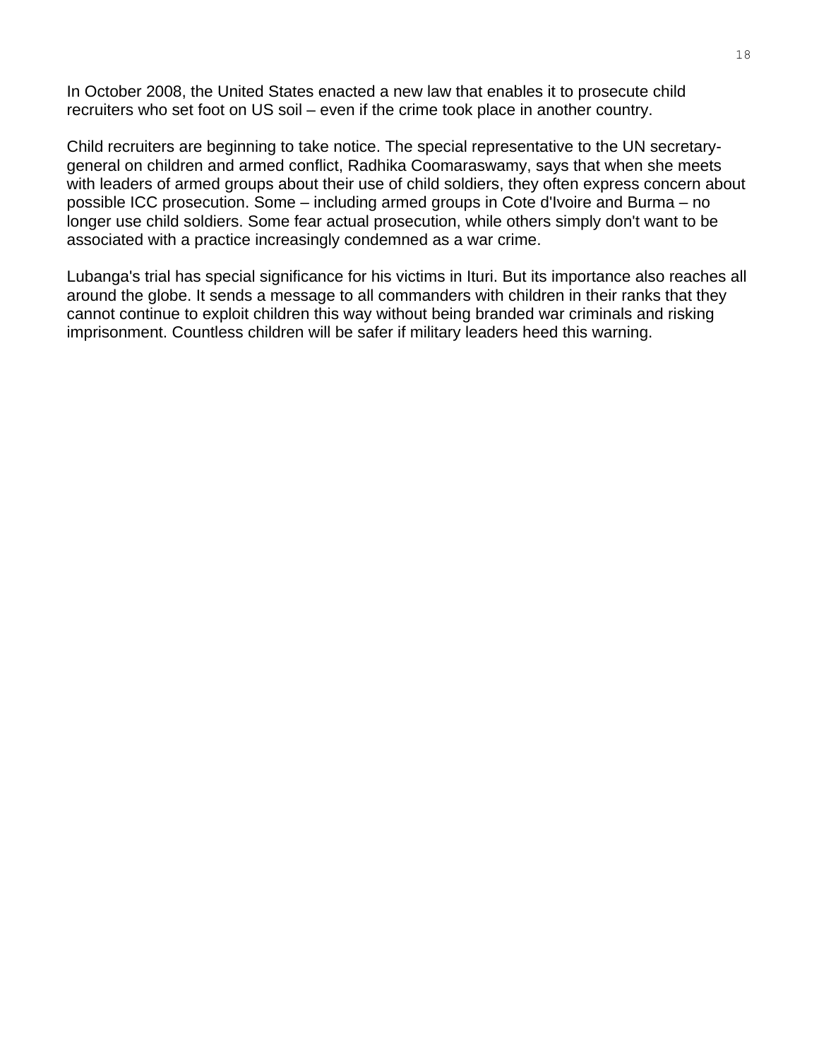In October 2008, the United States enacted a new law that enables it to prosecute child recruiters who set foot on US soil – even if the crime took place in another country.

Child recruiters are beginning to take notice. The special representative to the UN secretary-general on children and armed conflict, Radhika Coomaraswamy, says that when she meets with leaders of armed groups about their use of child soldiers, they often express concern about possible ICC prosecution. Some – including armed groups in Cote d'Ivoire and Burma – no longer use child soldiers. Some fear actual prosecution, while others simply don't want to be associated with a practice increasingly condemned as a war crime.

Lubanga's trial has special significance for his victims in Ituri. But its importance also reaches all around the globe. It sends a message to all commanders with children in their ranks that they cannot continue to exploit children this way without being branded war criminals and risking imprisonment. Countless children will be safer if military leaders heed this warning.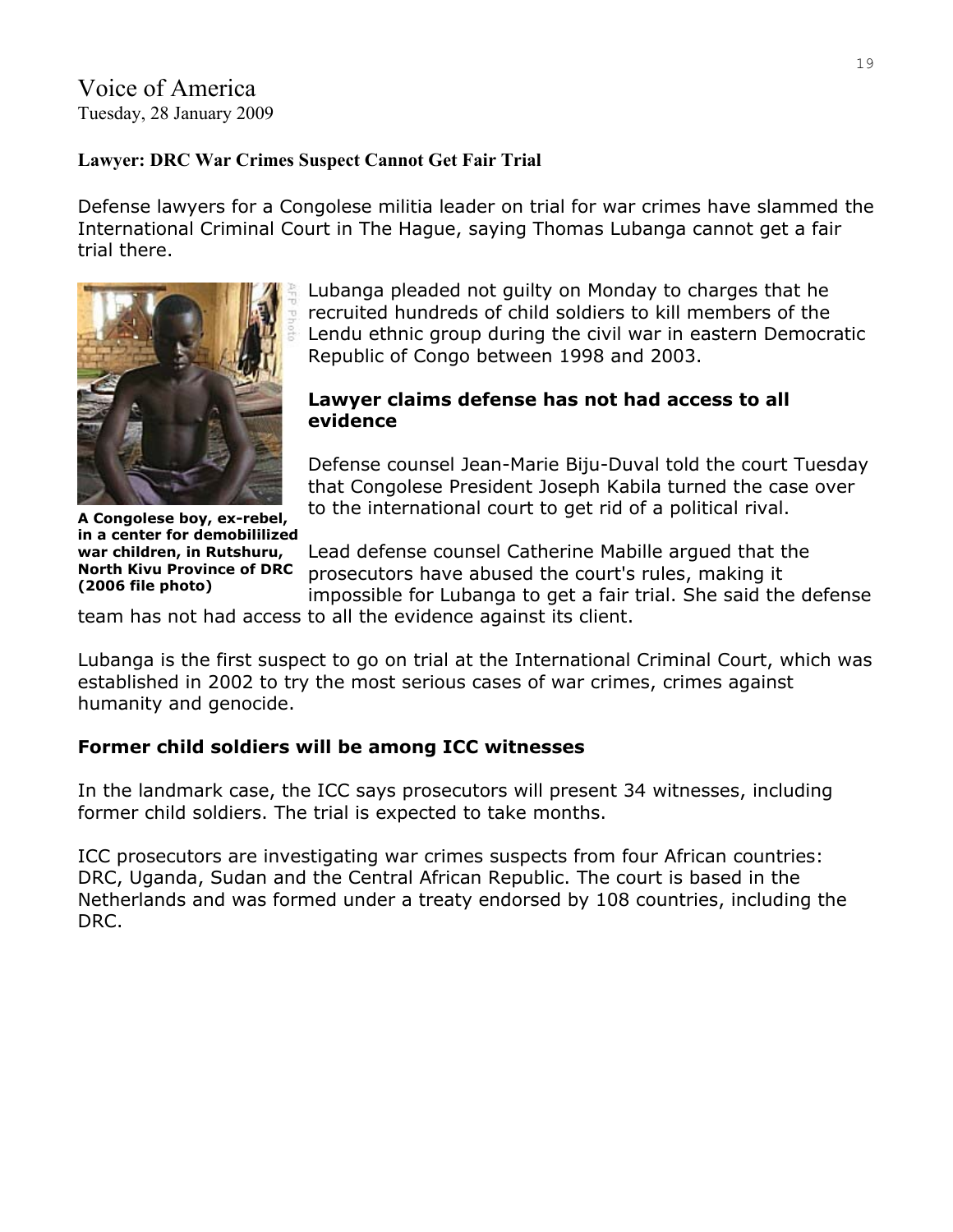Voice of America
Tuesday, 28 January 2009

**Lawyer: DRC War Crimes Suspect Cannot Get Fair Trial**

Defense lawyers for a Congolese militia leader on trial for war crimes have slammed the International Criminal Court in The Hague, saying Thomas Lubanga cannot get a fair trial there.

**A Congolese boy, ex-rebel, in a center for demobililized war children, in Rutshuru, North Kivu Province of DRC (2006 file photo)**

Lubanga pleaded not guilty on Monday to charges that he recruited hundreds of child soldiers to kill members of the Lendu ethnic group during the civil war in eastern Democratic Republic of Congo between 1998 and 2003.

### Lawyer claims defense has not had access to all evidence

Defense counsel Jean-Marie Biju-Duval told the court Tuesday that Congolese President Joseph Kabila turned the case over to the international court to get rid of a political rival.

Lead defense counsel Catherine Mabille argued that the prosecutors have abused the court's rules, making it impossible for Lubanga to get a fair trial. She said the defense team has not had access to all the evidence against its client.

Lubanga is the first suspect to go on trial at the International Criminal Court, which was established in 2002 to try the most serious cases of war crimes, crimes against humanity and genocide.

### Former child soldiers will be among ICC witnesses

In the landmark case, the ICC says prosecutors will present 34 witnesses, including former child soldiers. The trial is expected to take months.

ICC prosecutors are investigating war crimes suspects from four African countries: DRC, Uganda, Sudan and the Central African Republic. The court is based in the Netherlands and was formed under a treaty endorsed by 108 countries, including the DRC.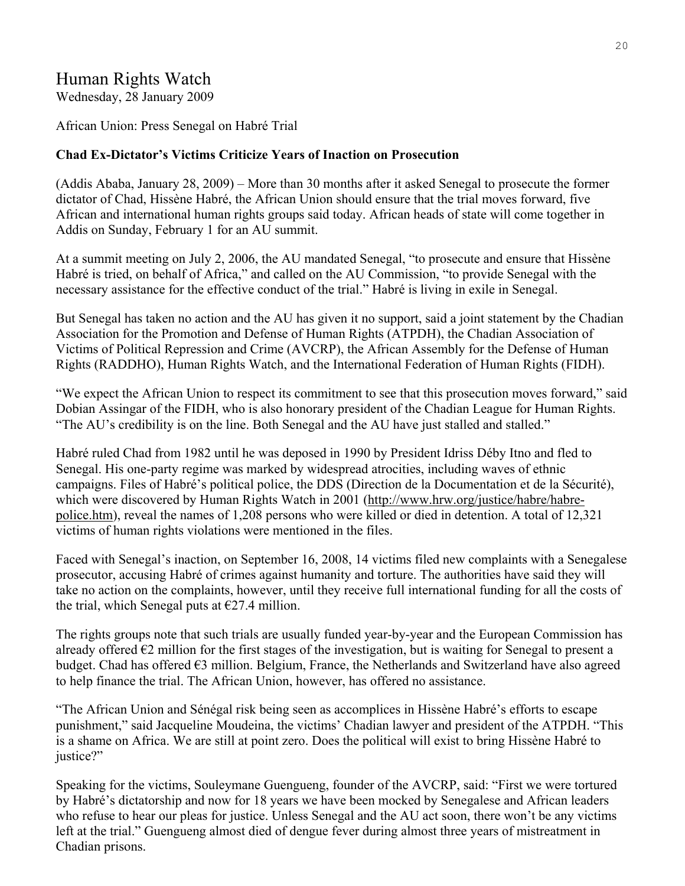# Human Rights Watch

Wednesday, 28 January 2009

African Union: Press Senegal on Habré Trial

**Chad Ex-Dictator's Victims Criticize Years of Inaction on Prosecution**

(Addis Ababa, January 28, 2009) – More than 30 months after it asked Senegal to prosecute the former dictator of Chad, Hissène Habré, the African Union should ensure that the trial moves forward, five African and international human rights groups said today. African heads of state will come together in Addis on Sunday, February 1 for an AU summit.

At a summit meeting on July 2, 2006, the AU mandated Senegal, "to prosecute and ensure that Hissène Habré is tried, on behalf of Africa," and called on the AU Commission, "to provide Senegal with the necessary assistance for the effective conduct of the trial." Habré is living in exile in Senegal.

But Senegal has taken no action and the AU has given it no support, said a joint statement by the Chadian Association for the Promotion and Defense of Human Rights (ATPDH), the Chadian Association of Victims of Political Repression and Crime (AVCRP), the African Assembly for the Defense of Human Rights (RADDHO), Human Rights Watch, and the International Federation of Human Rights (FIDH).

"We expect the African Union to respect its commitment to see that this prosecution moves forward," said Dobian Assingar of the FIDH, who is also honorary president of the Chadian League for Human Rights. "The AU's credibility is on the line. Both Senegal and the AU have just stalled and stalled."

Habré ruled Chad from 1982 until he was deposed in 1990 by President Idriss Déby Itno and fled to Senegal. His one-party regime was marked by widespread atrocities, including waves of ethnic campaigns. Files of Habré's political police, the DDS (Direction de la Documentation et de la Sécurité), which were discovered by Human Rights Watch in 2001 (http://www.hrw.org/justice/habre/habre-police.htm), reveal the names of 1,208 persons who were killed or died in detention. A total of 12,321 victims of human rights violations were mentioned in the files.

Faced with Senegal's inaction, on September 16, 2008, 14 victims filed new complaints with a Senegalese prosecutor, accusing Habré of crimes against humanity and torture. The authorities have said they will take no action on the complaints, however, until they receive full international funding for all the costs of the trial, which Senegal puts at €27.4 million.

The rights groups note that such trials are usually funded year-by-year and the European Commission has already offered €2 million for the first stages of the investigation, but is waiting for Senegal to present a budget. Chad has offered €3 million. Belgium, France, the Netherlands and Switzerland have also agreed to help finance the trial. The African Union, however, has offered no assistance.

"The African Union and Sénégal risk being seen as accomplices in Hissène Habré's efforts to escape punishment," said Jacqueline Moudeina, the victims' Chadian lawyer and president of the ATPDH. "This is a shame on Africa. We are still at point zero. Does the political will exist to bring Hissène Habré to justice?"

Speaking for the victims, Souleymane Guengueng, founder of the AVCRP, said: "First we were tortured by Habré's dictatorship and now for 18 years we have been mocked by Senegalese and African leaders who refuse to hear our pleas for justice. Unless Senegal and the AU act soon, there won't be any victims left at the trial." Guengueng almost died of dengue fever during almost three years of mistreatment in Chadian prisons.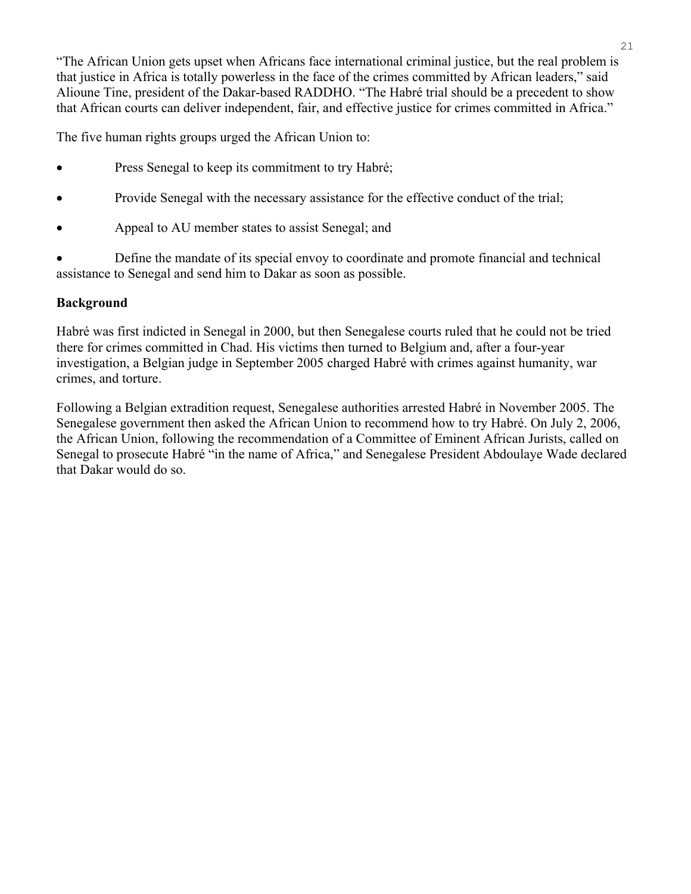"The African Union gets upset when Africans face international criminal justice, but the real problem is that justice in Africa is totally powerless in the face of the crimes committed by African leaders," said Alioune Tine, president of the Dakar-based RADDHO. "The Habré trial should be a precedent to show that African courts can deliver independent, fair, and effective justice for crimes committed in Africa."

The five human rights groups urged the African Union to:

- Press Senegal to keep its commitment to try Habré;
- Provide Senegal with the necessary assistance for the effective conduct of the trial;
- Appeal to AU member states to assist Senegal; and
- Define the mandate of its special envoy to coordinate and promote financial and technical assistance to Senegal and send him to Dakar as soon as possible.

**Background**

Habré was first indicted in Senegal in 2000, but then Senegalese courts ruled that he could not be tried there for crimes committed in Chad. His victims then turned to Belgium and, after a four-year investigation, a Belgian judge in September 2005 charged Habré with crimes against humanity, war crimes, and torture.

Following a Belgian extradition request, Senegalese authorities arrested Habré in November 2005. The Senegalese government then asked the African Union to recommend how to try Habré. On July 2, 2006, the African Union, following the recommendation of a Committee of Eminent African Jurists, called on Senegal to prosecute Habré "in the name of Africa," and Senegalese President Abdoulaye Wade declared that Dakar would do so.